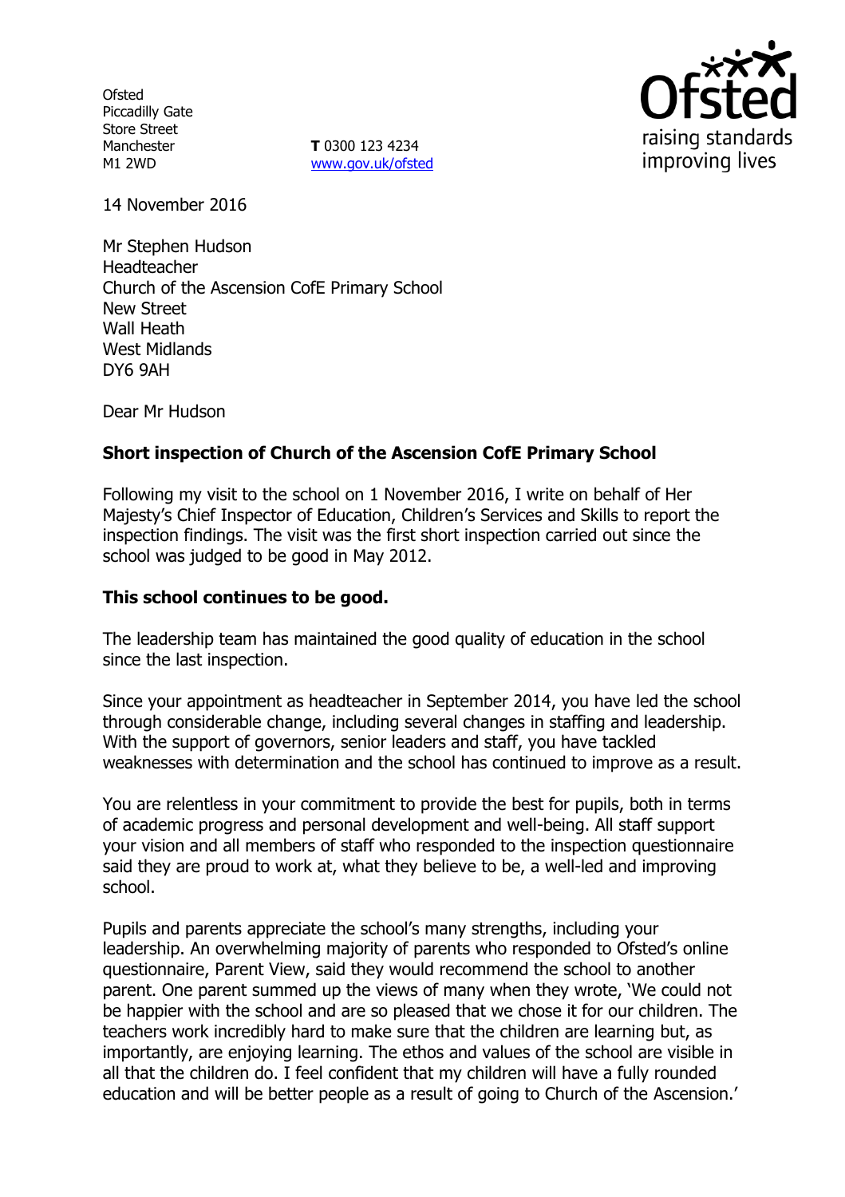Ofsted
Piccadilly Gate
Store Street
Manchester
M1 2WD

**T** 0300 123 4234
www.gov.uk/ofsted

14 November 2016

Mr Stephen Hudson
Headteacher
Church of the Ascension CofE Primary School
New Street
Wall Heath
West Midlands
DY6 9AH

Dear Mr Hudson

**Short inspection of Church of the Ascension CofE Primary School**

Following my visit to the school on 1 November 2016, I write on behalf of Her Majesty's Chief Inspector of Education, Children's Services and Skills to report the inspection findings. The visit was the first short inspection carried out since the school was judged to be good in May 2012.

**This school continues to be good.**

The leadership team has maintained the good quality of education in the school since the last inspection.

Since your appointment as headteacher in September 2014, you have led the school through considerable change, including several changes in staffing and leadership. With the support of governors, senior leaders and staff, you have tackled weaknesses with determination and the school has continued to improve as a result.

You are relentless in your commitment to provide the best for pupils, both in terms of academic progress and personal development and well-being. All staff support your vision and all members of staff who responded to the inspection questionnaire said they are proud to work at, what they believe to be, a well-led and improving school.

Pupils and parents appreciate the school's many strengths, including your leadership. An overwhelming majority of parents who responded to Ofsted's online questionnaire, Parent View, said they would recommend the school to another parent. One parent summed up the views of many when they wrote, 'We could not be happier with the school and are so pleased that we chose it for our children. The teachers work incredibly hard to make sure that the children are learning but, as importantly, are enjoying learning. The ethos and values of the school are visible in all that the children do. I feel confident that my children will have a fully rounded education and will be better people as a result of going to Church of the Ascension.'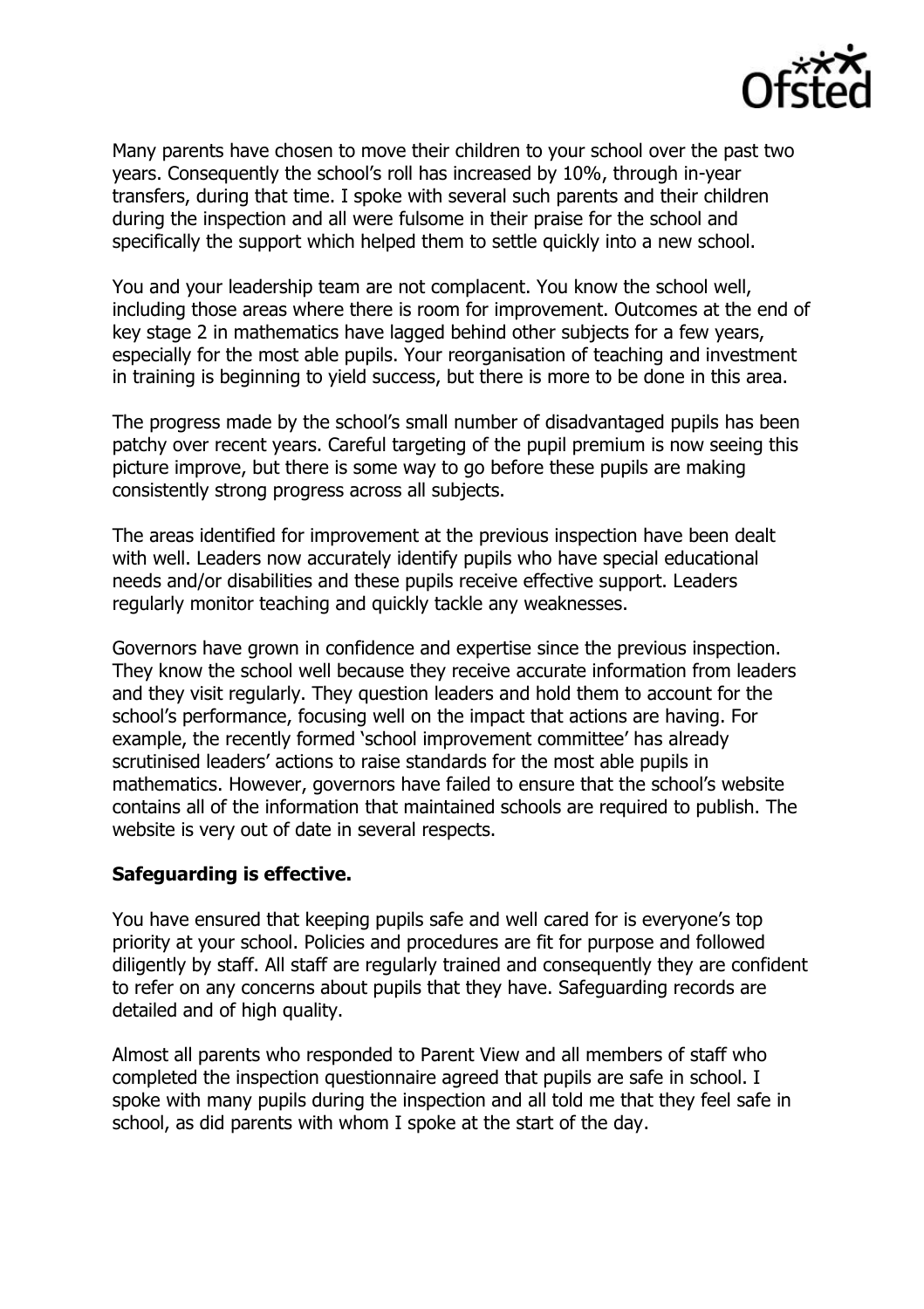Many parents have chosen to move their children to your school over the past two years. Consequently the school's roll has increased by 10%, through in-year transfers, during that time. I spoke with several such parents and their children during the inspection and all were fulsome in their praise for the school and specifically the support which helped them to settle quickly into a new school.

You and your leadership team are not complacent. You know the school well, including those areas where there is room for improvement. Outcomes at the end of key stage 2 in mathematics have lagged behind other subjects for a few years, especially for the most able pupils. Your reorganisation of teaching and investment in training is beginning to yield success, but there is more to be done in this area.

The progress made by the school's small number of disadvantaged pupils has been patchy over recent years. Careful targeting of the pupil premium is now seeing this picture improve, but there is some way to go before these pupils are making consistently strong progress across all subjects.

The areas identified for improvement at the previous inspection have been dealt with well. Leaders now accurately identify pupils who have special educational needs and/or disabilities and these pupils receive effective support. Leaders regularly monitor teaching and quickly tackle any weaknesses.

Governors have grown in confidence and expertise since the previous inspection. They know the school well because they receive accurate information from leaders and they visit regularly. They question leaders and hold them to account for the school's performance, focusing well on the impact that actions are having. For example, the recently formed 'school improvement committee' has already scrutinised leaders' actions to raise standards for the most able pupils in mathematics. However, governors have failed to ensure that the school's website contains all of the information that maintained schools are required to publish. The website is very out of date in several respects.

**Safeguarding is effective.**

You have ensured that keeping pupils safe and well cared for is everyone's top priority at your school. Policies and procedures are fit for purpose and followed diligently by staff. All staff are regularly trained and consequently they are confident to refer on any concerns about pupils that they have. Safeguarding records are detailed and of high quality.

Almost all parents who responded to Parent View and all members of staff who completed the inspection questionnaire agreed that pupils are safe in school. I spoke with many pupils during the inspection and all told me that they feel safe in school, as did parents with whom I spoke at the start of the day.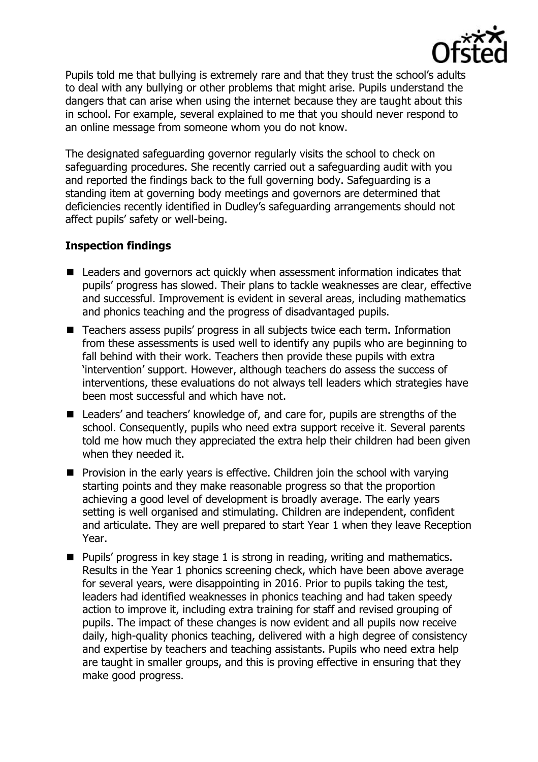Pupils told me that bullying is extremely rare and that they trust the school's adults to deal with any bullying or other problems that might arise. Pupils understand the dangers that can arise when using the internet because they are taught about this in school. For example, several explained to me that you should never respond to an online message from someone whom you do not know.

The designated safeguarding governor regularly visits the school to check on safeguarding procedures. She recently carried out a safeguarding audit with you and reported the findings back to the full governing body. Safeguarding is a standing item at governing body meetings and governors are determined that deficiencies recently identified in Dudley's safeguarding arrangements should not affect pupils' safety or well-being.

## Inspection findings

- Leaders and governors act quickly when assessment information indicates that pupils' progress has slowed. Their plans to tackle weaknesses are clear, effective and successful. Improvement is evident in several areas, including mathematics and phonics teaching and the progress of disadvantaged pupils.
- Teachers assess pupils' progress in all subjects twice each term. Information from these assessments is used well to identify any pupils who are beginning to fall behind with their work. Teachers then provide these pupils with extra 'intervention' support. However, although teachers do assess the success of interventions, these evaluations do not always tell leaders which strategies have been most successful and which have not.
- Leaders' and teachers' knowledge of, and care for, pupils are strengths of the school. Consequently, pupils who need extra support receive it. Several parents told me how much they appreciated the extra help their children had been given when they needed it.
- Provision in the early years is effective. Children join the school with varying starting points and they make reasonable progress so that the proportion achieving a good level of development is broadly average. The early years setting is well organised and stimulating. Children are independent, confident and articulate. They are well prepared to start Year 1 when they leave Reception Year.
- Pupils' progress in key stage 1 is strong in reading, writing and mathematics. Results in the Year 1 phonics screening check, which have been above average for several years, were disappointing in 2016. Prior to pupils taking the test, leaders had identified weaknesses in phonics teaching and had taken speedy action to improve it, including extra training for staff and revised grouping of pupils. The impact of these changes is now evident and all pupils now receive daily, high-quality phonics teaching, delivered with a high degree of consistency and expertise by teachers and teaching assistants. Pupils who need extra help are taught in smaller groups, and this is proving effective in ensuring that they make good progress.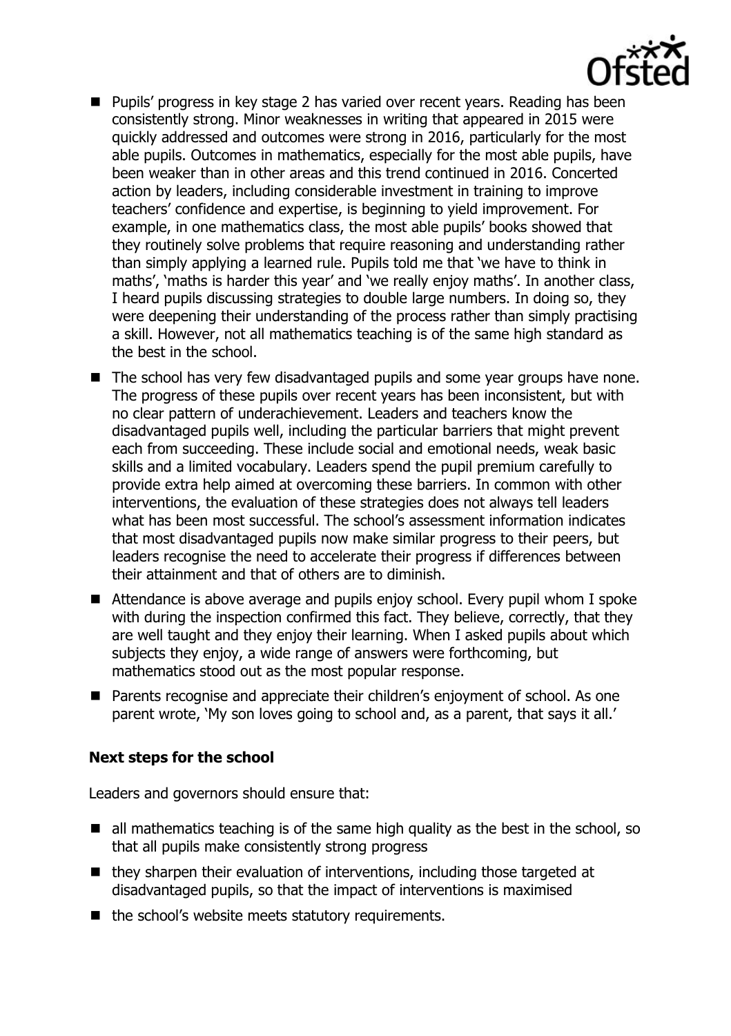- Pupils' progress in key stage 2 has varied over recent years. Reading has been consistently strong. Minor weaknesses in writing that appeared in 2015 were quickly addressed and outcomes were strong in 2016, particularly for the most able pupils. Outcomes in mathematics, especially for the most able pupils, have been weaker than in other areas and this trend continued in 2016. Concerted action by leaders, including considerable investment in training to improve teachers' confidence and expertise, is beginning to yield improvement. For example, in one mathematics class, the most able pupils' books showed that they routinely solve problems that require reasoning and understanding rather than simply applying a learned rule. Pupils told me that 'we have to think in maths', 'maths is harder this year' and 'we really enjoy maths'. In another class, I heard pupils discussing strategies to double large numbers. In doing so, they were deepening their understanding of the process rather than simply practising a skill. However, not all mathematics teaching is of the same high standard as the best in the school.
- The school has very few disadvantaged pupils and some year groups have none. The progress of these pupils over recent years has been inconsistent, but with no clear pattern of underachievement. Leaders and teachers know the disadvantaged pupils well, including the particular barriers that might prevent each from succeeding. These include social and emotional needs, weak basic skills and a limited vocabulary. Leaders spend the pupil premium carefully to provide extra help aimed at overcoming these barriers. In common with other interventions, the evaluation of these strategies does not always tell leaders what has been most successful. The school's assessment information indicates that most disadvantaged pupils now make similar progress to their peers, but leaders recognise the need to accelerate their progress if differences between their attainment and that of others are to diminish.
- Attendance is above average and pupils enjoy school. Every pupil whom I spoke with during the inspection confirmed this fact. They believe, correctly, that they are well taught and they enjoy their learning. When I asked pupils about which subjects they enjoy, a wide range of answers were forthcoming, but mathematics stood out as the most popular response.
- Parents recognise and appreciate their children's enjoyment of school. As one parent wrote, 'My son loves going to school and, as a parent, that says it all.'

### Next steps for the school

Leaders and governors should ensure that:

- all mathematics teaching is of the same high quality as the best in the school, so that all pupils make consistently strong progress
- they sharpen their evaluation of interventions, including those targeted at disadvantaged pupils, so that the impact of interventions is maximised
- the school's website meets statutory requirements.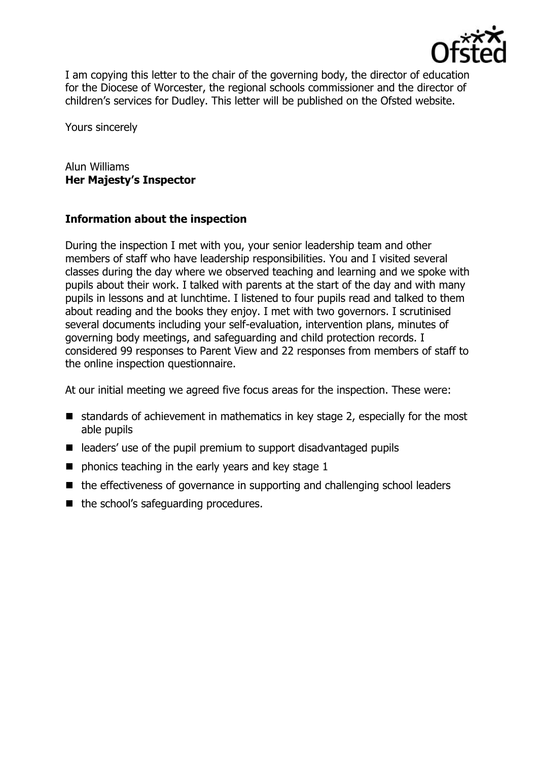I am copying this letter to the chair of the governing body, the director of education for the Diocese of Worcester, the regional schools commissioner and the director of children's services for Dudley. This letter will be published on the Ofsted website.

Yours sincerely

Alun Williams
**Her Majesty's Inspector**

## Information about the inspection

During the inspection I met with you, your senior leadership team and other members of staff who have leadership responsibilities. You and I visited several classes during the day where we observed teaching and learning and we spoke with pupils about their work. I talked with parents at the start of the day and with many pupils in lessons and at lunchtime. I listened to four pupils read and talked to them about reading and the books they enjoy. I met with two governors. I scrutinised several documents including your self-evaluation, intervention plans, minutes of governing body meetings, and safeguarding and child protection records. I considered 99 responses to Parent View and 22 responses from members of staff to the online inspection questionnaire.

At our initial meeting we agreed five focus areas for the inspection. These were:

- standards of achievement in mathematics in key stage 2, especially for the most able pupils
- leaders' use of the pupil premium to support disadvantaged pupils
- phonics teaching in the early years and key stage 1
- the effectiveness of governance in supporting and challenging school leaders
- the school's safeguarding procedures.